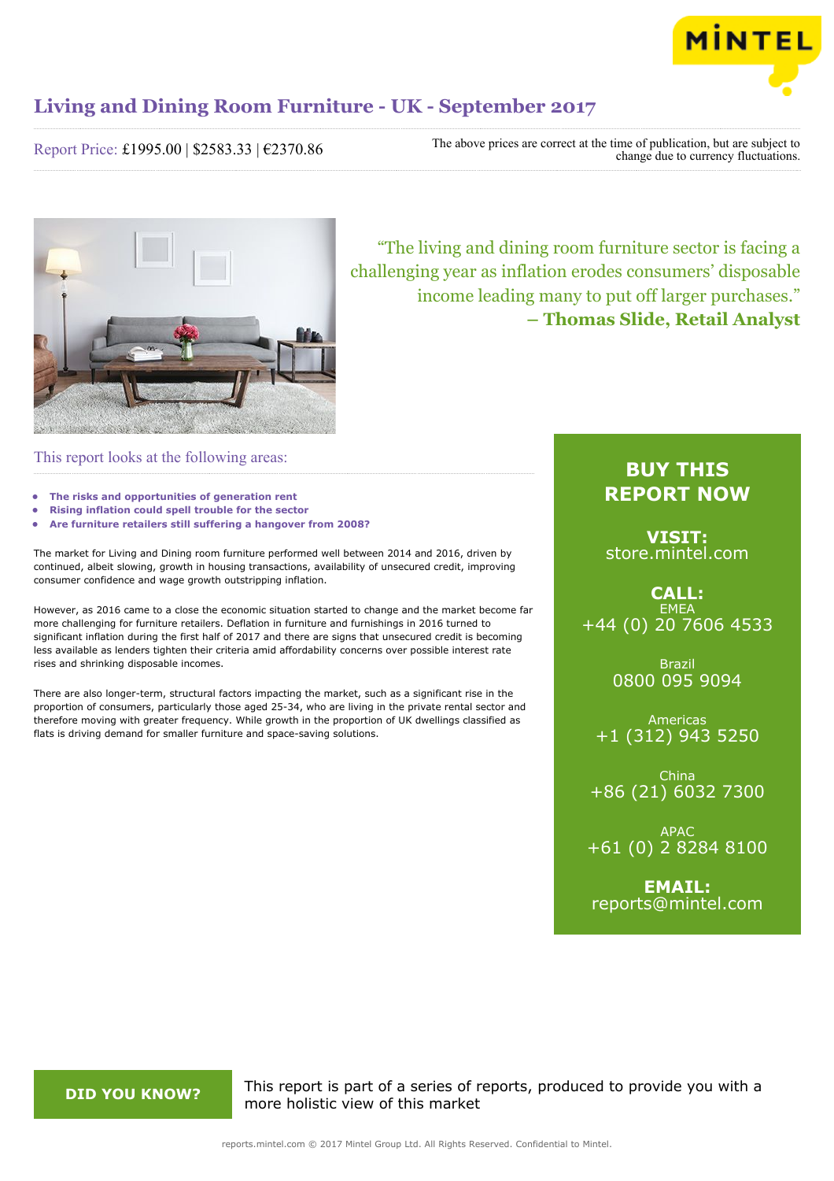# Living and Dining Room Furniture - UK - September 2017

Report Price: £1995.00 | $2583.33 | €2370.86

The above prices are correct at the time of publication, but are subject to change due to currency fluctuations.

> "The living and dining room furniture sector is facing a challenging year as inflation erodes consumers' disposable income leading many to put off larger purchases."
> **– Thomas Slide, Retail Analyst**

## This report looks at the following areas:

- **The risks and opportunities of generation rent**
- **Rising inflation could spell trouble for the sector**
- **Are furniture retailers still suffering a hangover from 2008?**

The market for Living and Dining room furniture performed well between 2014 and 2016, driven by continued, albeit slowing, growth in housing transactions, availability of unsecured credit, improving consumer confidence and wage growth outstripping inflation.

However, as 2016 came to a close the economic situation started to change and the market become far more challenging for furniture retailers. Deflation in furniture and furnishings in 2016 turned to significant inflation during the first half of 2017 and there are signs that unsecured credit is becoming less available as lenders tighten their criteria amid affordability concerns over possible interest rate rises and shrinking disposable incomes.

There are also longer-term, structural factors impacting the market, such as a significant rise in the proportion of consumers, particularly those aged 25-34, who are living in the private rental sector and therefore moving with greater frequency. While growth in the proportion of UK dwellings classified as flats is driving demand for smaller furniture and space-saving solutions.

**BUY THIS REPORT NOW**

**VISIT:** store.mintel.com

**CALL:**
EMEA
+44 (0) 20 7606 4533

Brazil
0800 095 9094

Americas
+1 (312) 943 5250

China
+86 (21) 6032 7300

APAC
+61 (0) 2 8284 8100

**EMAIL:** reports@mintel.com

**DID YOU KNOW?**

This report is part of a series of reports, produced to provide you with a more holistic view of this market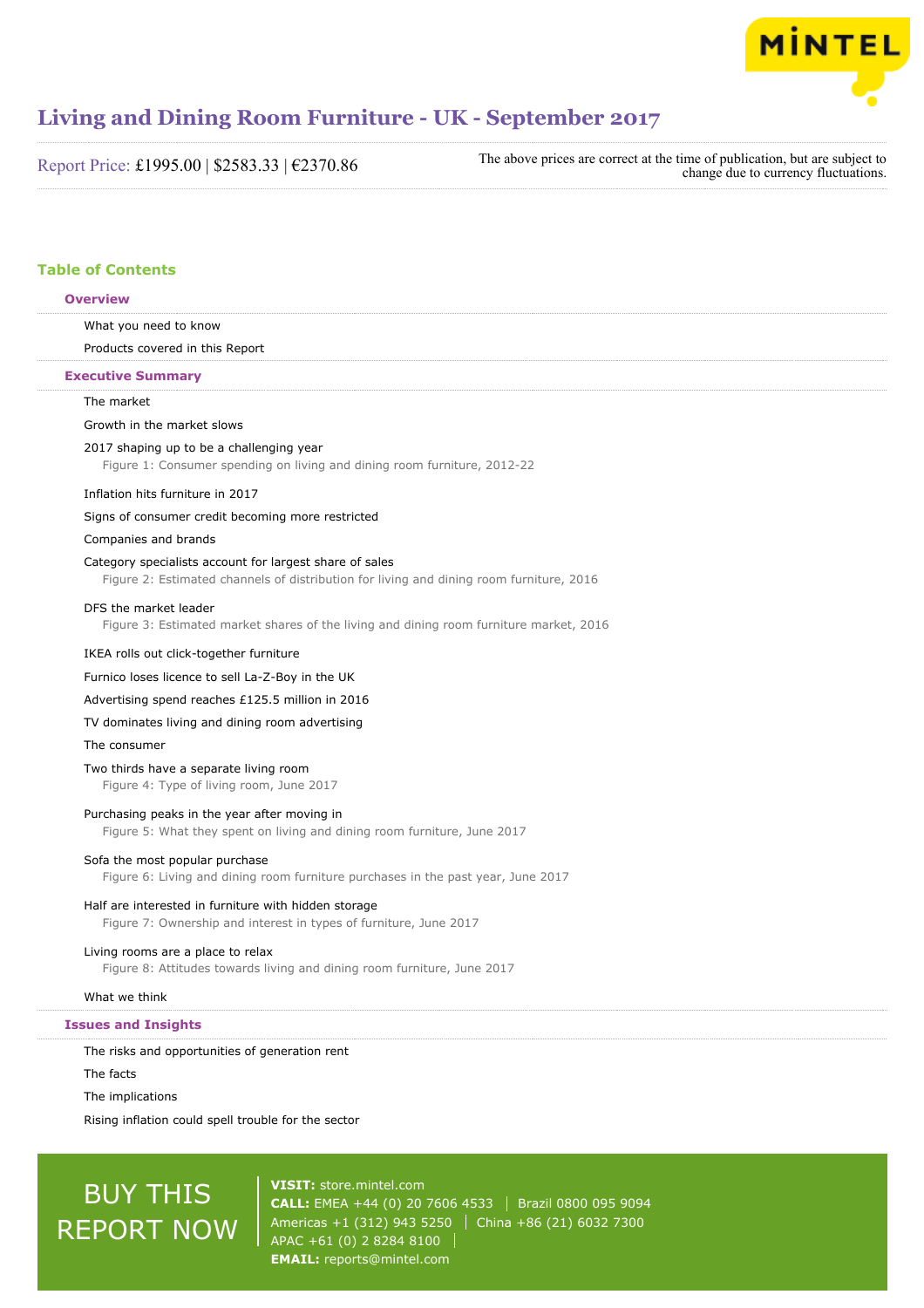# Living and Dining Room Furniture - UK - September 2017

Report Price: £1995.00 | $2583.33 | €2370.86

The above prices are correct at the time of publication, but are subject to change due to currency fluctuations.

## Table of Contents

### Overview

What you need to know

Products covered in this Report

### Executive Summary

The market

Growth in the market slows

2017 shaping up to be a challenging year

Figure 1: Consumer spending on living and dining room furniture, 2012-22

Inflation hits furniture in 2017

Signs of consumer credit becoming more restricted

Companies and brands

Category specialists account for largest share of sales

Figure 2: Estimated channels of distribution for living and dining room furniture, 2016

DFS the market leader

Figure 3: Estimated market shares of the living and dining room furniture market, 2016

IKEA rolls out click-together furniture

Furnico loses licence to sell La-Z-Boy in the UK

Advertising spend reaches £125.5 million in 2016

TV dominates living and dining room advertising

The consumer

Two thirds have a separate living room

Figure 4: Type of living room, June 2017

Purchasing peaks in the year after moving in

Figure 5: What they spent on living and dining room furniture, June 2017

Sofa the most popular purchase

Figure 6: Living and dining room furniture purchases in the past year, June 2017

Half are interested in furniture with hidden storage

Figure 7: Ownership and interest in types of furniture, June 2017

Living rooms are a place to relax

Figure 8: Attitudes towards living and dining room furniture, June 2017

What we think

### Issues and Insights

The risks and opportunities of generation rent

The facts

The implications

Rising inflation could spell trouble for the sector

BUY THIS REPORT NOW

**VISIT:** store.mintel.com
**CALL:** EMEA +44 (0) 20 7606 4533 | Brazil 0800 095 9094
Americas +1 (312) 943 5250 | China +86 (21) 6032 7300
APAC +61 (0) 2 8284 8100 |
**EMAIL:** reports@mintel.com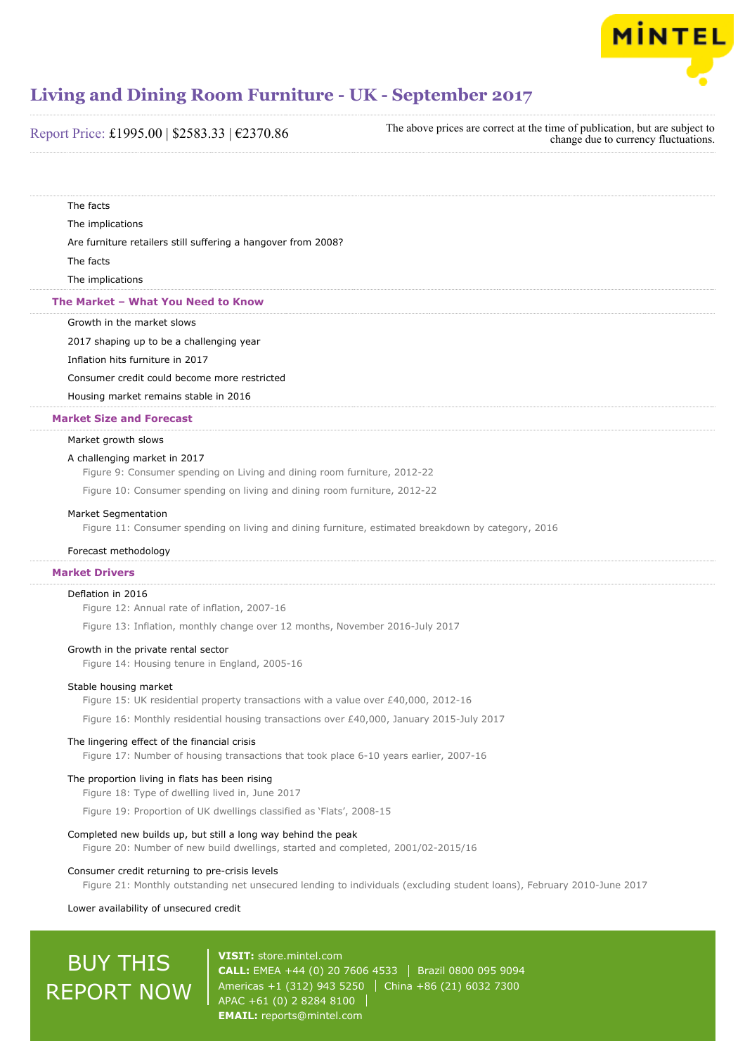The facts

The implications

Are furniture retailers still suffering a hangover from 2008?

The facts

The implications

## The Market – What You Need to Know

Growth in the market slows

2017 shaping up to be a challenging year

Inflation hits furniture in 2017

Consumer credit could become more restricted

Housing market remains stable in 2016

## Market Size and Forecast

Market growth slows

A challenging market in 2017

Figure 9: Consumer spending on Living and dining room furniture, 2012-22

Figure 10: Consumer spending on living and dining room furniture, 2012-22

Market Segmentation

Figure 11: Consumer spending on living and dining furniture, estimated breakdown by category, 2016

Forecast methodology

## Market Drivers

Deflation in 2016

Figure 12: Annual rate of inflation, 2007-16

Figure 13: Inflation, monthly change over 12 months, November 2016-July 2017

Growth in the private rental sector

Figure 14: Housing tenure in England, 2005-16

Stable housing market

Figure 15: UK residential property transactions with a value over £40,000, 2012-16

Figure 16: Monthly residential housing transactions over £40,000, January 2015-July 2017

The lingering effect of the financial crisis

Figure 17: Number of housing transactions that took place 6-10 years earlier, 2007-16

The proportion living in flats has been rising

Figure 18: Type of dwelling lived in, June 2017

Figure 19: Proportion of UK dwellings classified as 'Flats', 2008-15

Completed new builds up, but still a long way behind the peak

Figure 20: Number of new build dwellings, started and completed, 2001/02-2015/16

Consumer credit returning to pre-crisis levels

Figure 21: Monthly outstanding net unsecured lending to individuals (excluding student loans), February 2010-June 2017

Lower availability of unsecured credit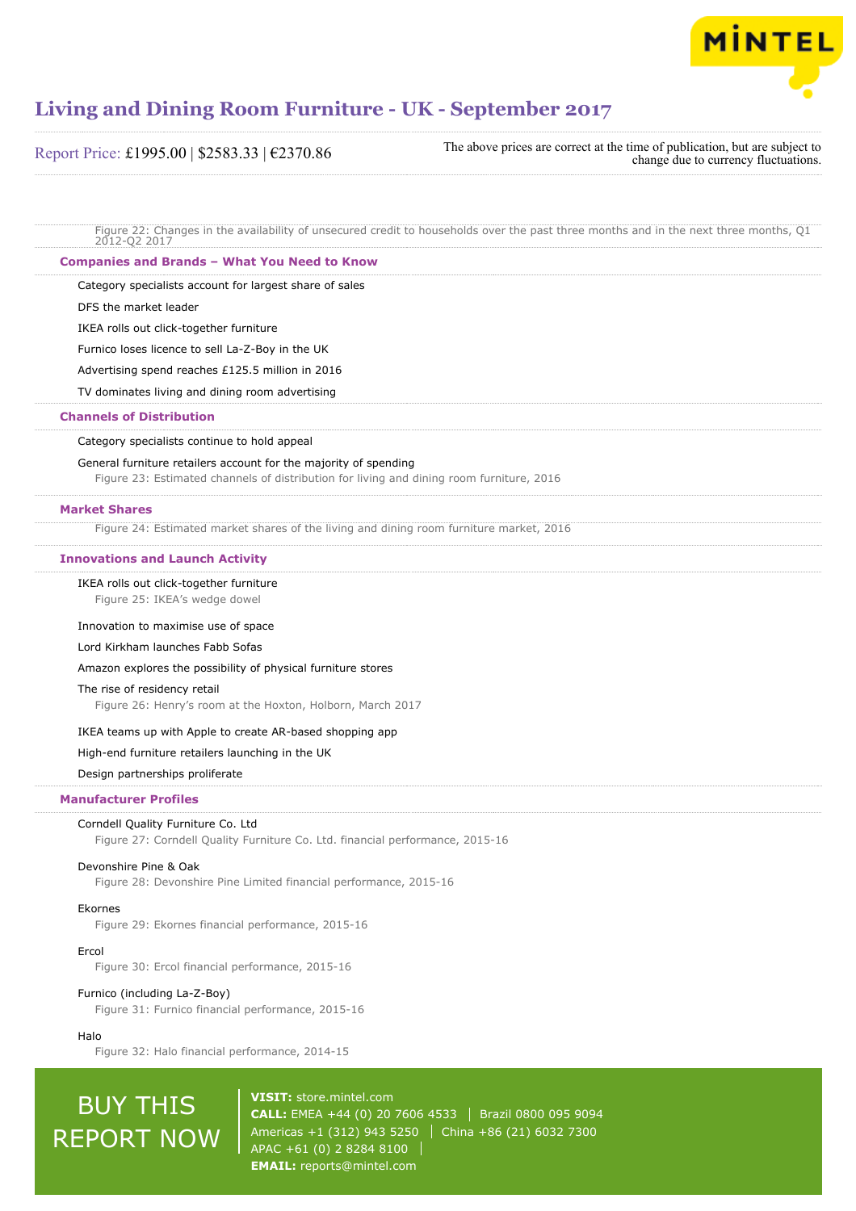Figure 22: Changes in the availability of unsecured credit to households over the past three months and in the next three months, Q1 2012-Q2 2017

### Companies and Brands – What You Need to Know

Category specialists account for largest share of sales

DFS the market leader

IKEA rolls out click-together furniture

Furnico loses licence to sell La-Z-Boy in the UK

Advertising spend reaches £125.5 million in 2016

TV dominates living and dining room advertising

### Channels of Distribution

Category specialists continue to hold appeal

General furniture retailers account for the majority of spending

Figure 23: Estimated channels of distribution for living and dining room furniture, 2016

### Market Shares

Figure 24: Estimated market shares of the living and dining room furniture market, 2016

### Innovations and Launch Activity

IKEA rolls out click-together furniture

Figure 25: IKEA's wedge dowel

Innovation to maximise use of space

Lord Kirkham launches Fabb Sofas

Amazon explores the possibility of physical furniture stores

The rise of residency retail

Figure 26: Henry's room at the Hoxton, Holborn, March 2017

IKEA teams up with Apple to create AR-based shopping app

High-end furniture retailers launching in the UK

Design partnerships proliferate

### Manufacturer Profiles

Corndell Quality Furniture Co. Ltd

Figure 27: Corndell Quality Furniture Co. Ltd. financial performance, 2015-16

Devonshire Pine & Oak

Figure 28: Devonshire Pine Limited financial performance, 2015-16

Ekornes

Figure 29: Ekornes financial performance, 2015-16

Ercol

Figure 30: Ercol financial performance, 2015-16

Furnico (including La-Z-Boy)

Figure 31: Furnico financial performance, 2015-16

Halo

Figure 32: Halo financial performance, 2014-15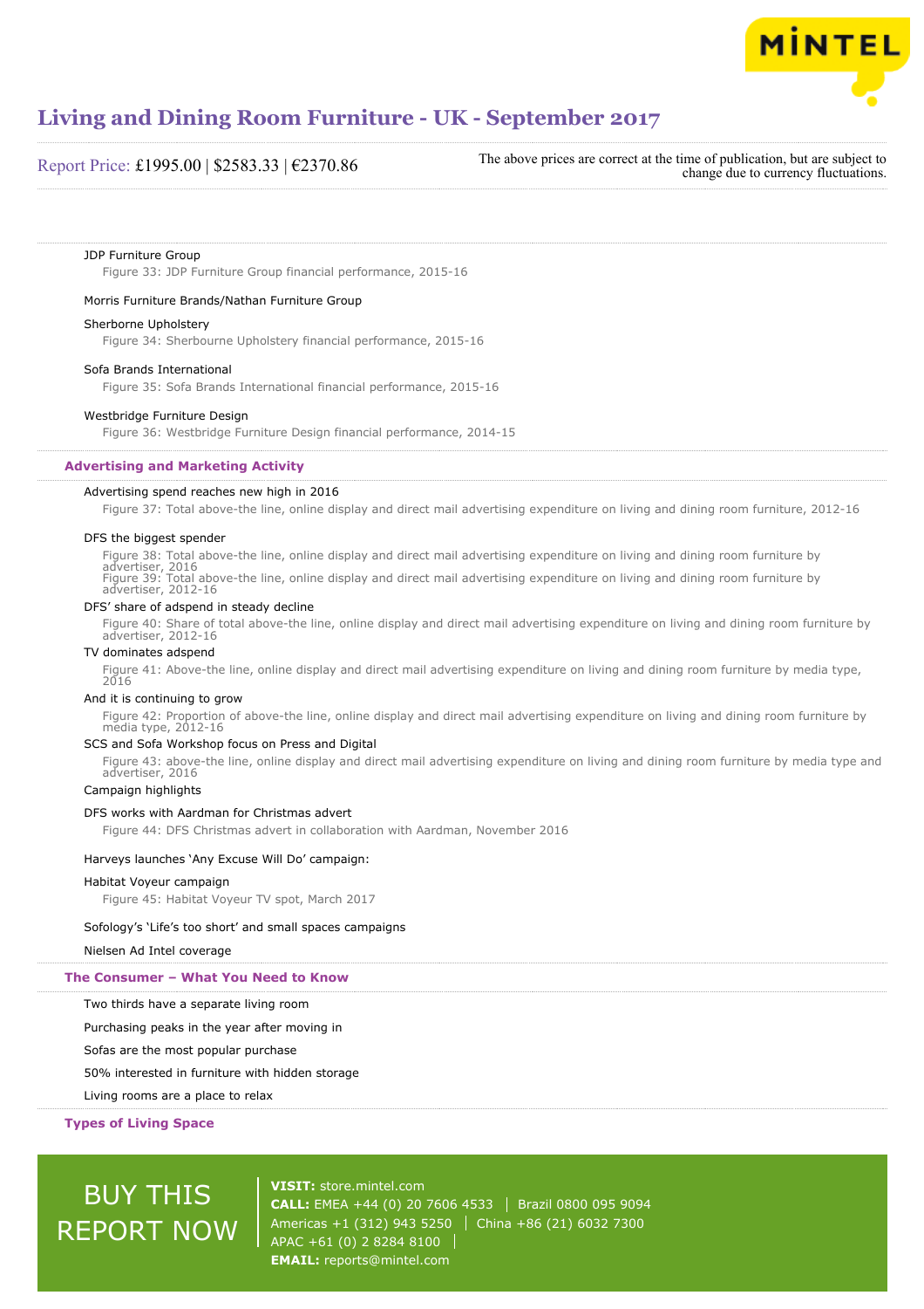JDP Furniture Group

Figure 33: JDP Furniture Group financial performance, 2015-16

Morris Furniture Brands/Nathan Furniture Group

Sherborne Upholstery

Figure 34: Sherbourne Upholstery financial performance, 2015-16

Sofa Brands International

Figure 35: Sofa Brands International financial performance, 2015-16

Westbridge Furniture Design

Figure 36: Westbridge Furniture Design financial performance, 2014-15

## Advertising and Marketing Activity

Advertising spend reaches new high in 2016

Figure 37: Total above-the line, online display and direct mail advertising expenditure on living and dining room furniture, 2012-16

DFS the biggest spender

Figure 38: Total above-the line, online display and direct mail advertising expenditure on living and dining room furniture by advertiser, 2016

Figure 39: Total above-the line, online display and direct mail advertising expenditure on living and dining room furniture by advertiser, 2012-16

DFS' share of adspend in steady decline

Figure 40: Share of total above-the line, online display and direct mail advertising expenditure on living and dining room furniture by advertiser, 2012-16

TV dominates adspend

Figure 41: Above-the line, online display and direct mail advertising expenditure on living and dining room furniture by media type, 2016

And it is continuing to grow

Figure 42: Proportion of above-the line, online display and direct mail advertising expenditure on living and dining room furniture by media type, 2012-16

SCS and Sofa Workshop focus on Press and Digital

Figure 43: above-the line, online display and direct mail advertising expenditure on living and dining room furniture by media type and advertiser, 2016

Campaign highlights

DFS works with Aardman for Christmas advert

Figure 44: DFS Christmas advert in collaboration with Aardman, November 2016

Harveys launches 'Any Excuse Will Do' campaign:

Habitat Voyeur campaign

Figure 45: Habitat Voyeur TV spot, March 2017

Sofology's 'Life's too short' and small spaces campaigns

Nielsen Ad Intel coverage

## The Consumer – What You Need to Know

Two thirds have a separate living room

Purchasing peaks in the year after moving in

Sofas are the most popular purchase

50% interested in furniture with hidden storage

Living rooms are a place to relax

## Types of Living Space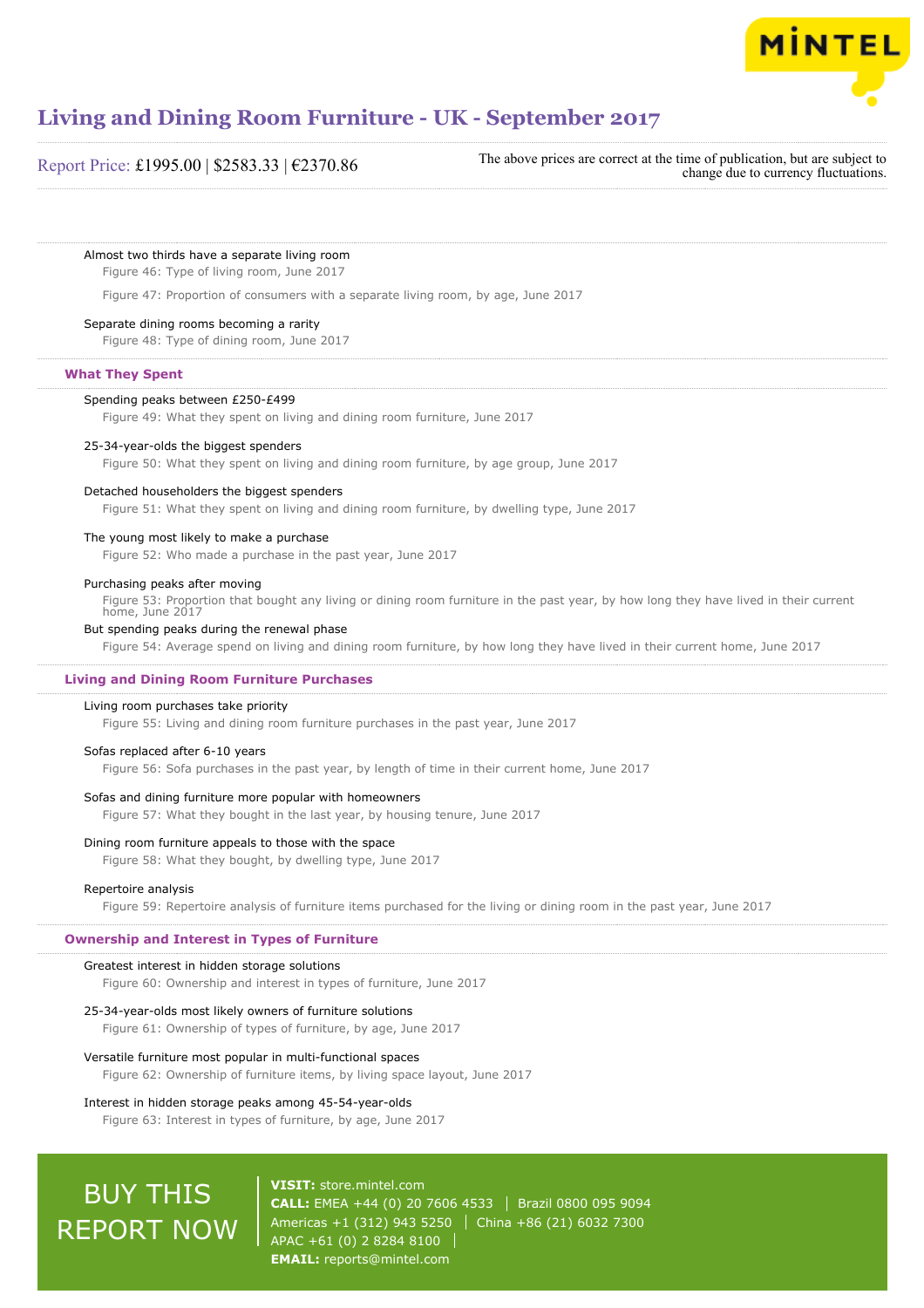Almost two thirds have a separate living room

Figure 46: Type of living room, June 2017

Figure 47: Proportion of consumers with a separate living room, by age, June 2017

Separate dining rooms becoming a rarity

Figure 48: Type of dining room, June 2017

## What They Spent

Spending peaks between £250-£499

Figure 49: What they spent on living and dining room furniture, June 2017

25-34-year-olds the biggest spenders

Figure 50: What they spent on living and dining room furniture, by age group, June 2017

Detached householders the biggest spenders

Figure 51: What they spent on living and dining room furniture, by dwelling type, June 2017

The young most likely to make a purchase

Figure 52: Who made a purchase in the past year, June 2017

Purchasing peaks after moving

Figure 53: Proportion that bought any living or dining room furniture in the past year, by how long they have lived in their current home, June 2017

But spending peaks during the renewal phase

Figure 54: Average spend on living and dining room furniture, by how long they have lived in their current home, June 2017

## Living and Dining Room Furniture Purchases

Living room purchases take priority

Figure 55: Living and dining room furniture purchases in the past year, June 2017

Sofas replaced after 6-10 years

Figure 56: Sofa purchases in the past year, by length of time in their current home, June 2017

Sofas and dining furniture more popular with homeowners

Figure 57: What they bought in the last year, by housing tenure, June 2017

Dining room furniture appeals to those with the space

Figure 58: What they bought, by dwelling type, June 2017

Repertoire analysis

Figure 59: Repertoire analysis of furniture items purchased for the living or dining room in the past year, June 2017

## Ownership and Interest in Types of Furniture

Greatest interest in hidden storage solutions

Figure 60: Ownership and interest in types of furniture, June 2017

25-34-year-olds most likely owners of furniture solutions

Figure 61: Ownership of types of furniture, by age, June 2017

Versatile furniture most popular in multi-functional spaces

Figure 62: Ownership of furniture items, by living space layout, June 2017

Interest in hidden storage peaks among 45-54-year-olds

Figure 63: Interest in types of furniture, by age, June 2017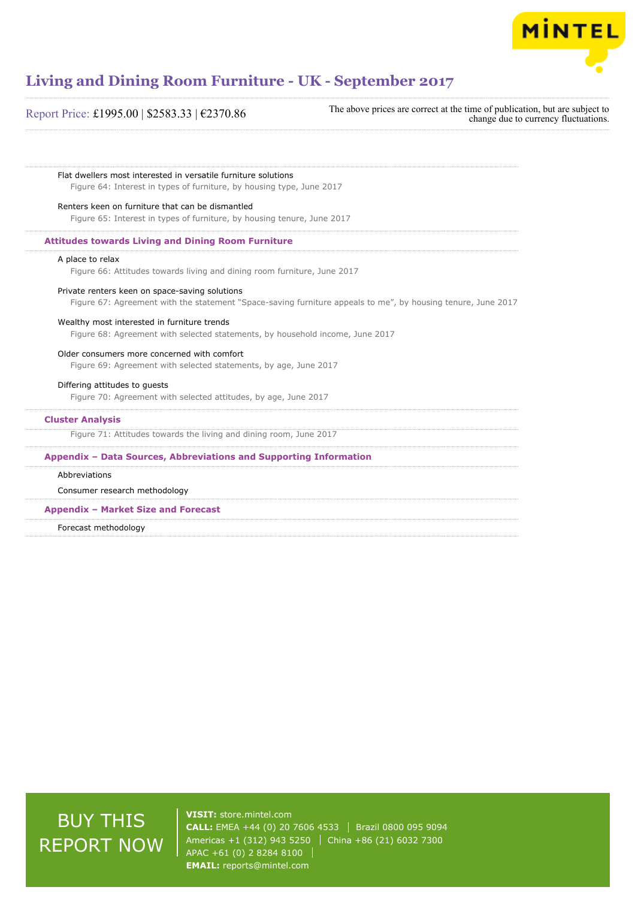Flat dwellers most interested in versatile furniture solutions

Figure 64: Interest in types of furniture, by housing type, June 2017

Renters keen on furniture that can be dismantled

Figure 65: Interest in types of furniture, by housing tenure, June 2017

## Attitudes towards Living and Dining Room Furniture

A place to relax

Figure 66: Attitudes towards living and dining room furniture, June 2017

Private renters keen on space-saving solutions

Figure 67: Agreement with the statement "Space-saving furniture appeals to me", by housing tenure, June 2017

Wealthy most interested in furniture trends

Figure 68: Agreement with selected statements, by household income, June 2017

Older consumers more concerned with comfort

Figure 69: Agreement with selected statements, by age, June 2017

Differing attitudes to guests

Figure 70: Agreement with selected attitudes, by age, June 2017

## Cluster Analysis

Figure 71: Attitudes towards the living and dining room, June 2017

## Appendix – Data Sources, Abbreviations and Supporting Information

Abbreviations

Consumer research methodology

## Appendix – Market Size and Forecast

Forecast methodology